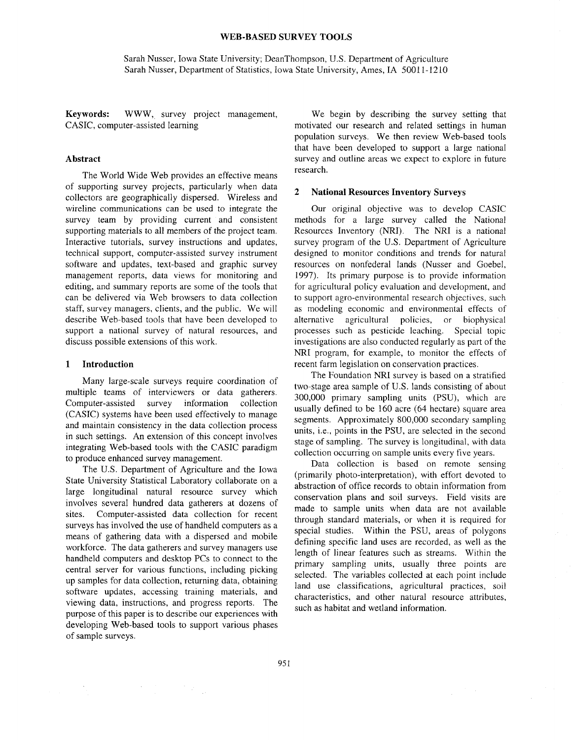# WEB-BASED SURVEY TOOLS

Sarah Nusser, Iowa State University; DeanThompson, U.S. Department of Agriculture
Sarah Nusser, Department of Statistics, Iowa State University, Ames, IA 50011-1210

**Keywords:** WWW, survey project management, CASIC, computer-assisted learning

## Abstract

The World Wide Web provides an effective means of supporting survey projects, particularly when data collectors are geographically dispersed. Wireless and wireline communications can be used to integrate the survey team by providing current and consistent supporting materials to all members of the project team. Interactive tutorials, survey instructions and updates, technical support, computer-assisted survey instrument software and updates, text-based and graphic survey management reports, data views for monitoring and editing, and summary reports are some of the tools that can be delivered via Web browsers to data collection staff, survey managers, clients, and the public. We will describe Web-based tools that have been developed to support a national survey of natural resources, and discuss possible extensions of this work.

## 1 Introduction

Many large-scale surveys require coordination of multiple teams of interviewers or data gatherers. Computer-assisted survey information collection (CASIC) systems have been used effectively to manage and maintain consistency in the data collection process in such settings. An extension of this concept involves integrating Web-based tools with the CASIC paradigm to produce enhanced survey management.

The U.S. Department of Agriculture and the Iowa State University Statistical Laboratory collaborate on a large longitudinal natural resource survey which involves several hundred data gatherers at dozens of sites. Computer-assisted data collection for recent surveys has involved the use of handheld computers as a means of gathering data with a dispersed and mobile workforce. The data gatherers and survey managers use handheld computers and desktop PCs to connect to the central server for various functions, including picking up samples for data collection, returning data, obtaining software updates, accessing training materials, and viewing data, instructions, and progress reports. The purpose of this paper is to describe our experiences with developing Web-based tools to support various phases of sample surveys.

We begin by describing the survey setting that motivated our research and related settings in human population surveys. We then review Web-based tools that have been developed to support a large national survey and outline areas we expect to explore in future research.

## 2 National Resources Inventory Surveys

Our original objective was to develop CASIC methods for a large survey called the National Resources Inventory (NRI). The NRI is a national survey program of the U.S. Department of Agriculture designed to monitor conditions and trends for natural resources on nonfederal lands (Nusser and Goebel, 1997). Its primary purpose is to provide information for agricultural policy evaluation and development, and to support agro-environmental research objectives, such as modeling economic and environmental effects of alternative agricultural policies, or biophysical processes such as pesticide leaching. Special topic investigations are also conducted regularly as part of the NRI program, for example, to monitor the effects of recent farm legislation on conservation practices.

The Foundation NRI survey is based on a stratified two-stage area sample of U.S. lands consisting of about 300,000 primary sampling units (PSU), which are usually defined to be 160 acre (64 hectare) square area segments. Approximately 800,000 secondary sampling units, i.e., points in the PSU, are selected in the second stage of sampling. The survey is longitudinal, with data collection occurring on sample units every five years.

Data collection is based on remote sensing (primarily photo-interpretation), with effort devoted to abstraction of office records to obtain information from conservation plans and soil surveys. Field visits are made to sample units when data are not available through standard materials, or when it is required for special studies. Within the PSU, areas of polygons defining specific land uses are recorded, as well as the length of linear features such as streams. Within the primary sampling units, usually three points are selected. The variables collected at each point include land use classifications, agricultural practices, soil characteristics, and other natural resource attributes, such as habitat and wetland information.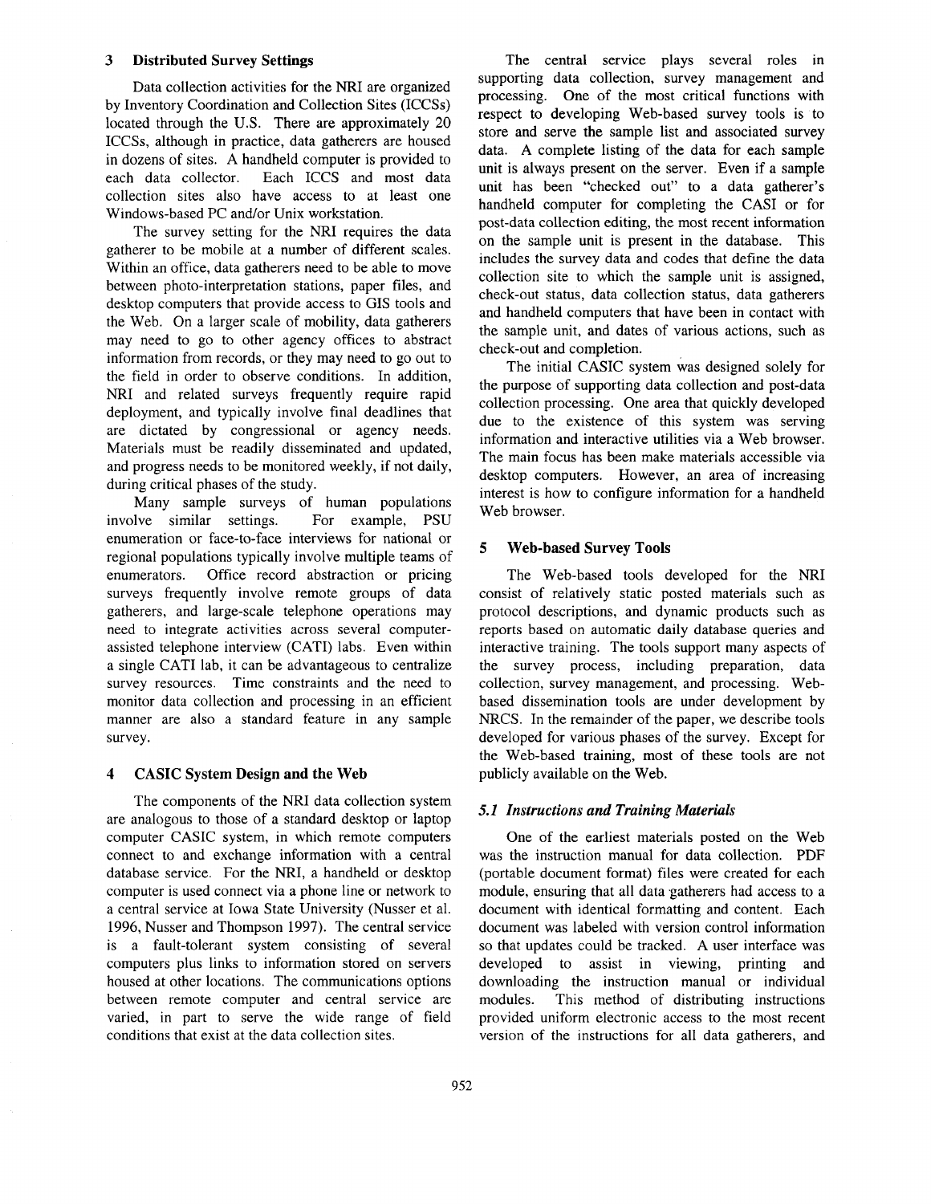## 3 Distributed Survey Settings

Data collection activities for the NRI are organized by Inventory Coordination and Collection Sites (ICCSs) located through the U.S. There are approximately 20 ICCSs, although in practice, data gatherers are housed in dozens of sites. A handheld computer is provided to each data collector. Each ICCS and most data collection sites also have access to at least one Windows-based PC and/or Unix workstation.

The survey setting for the NRI requires the data gatherer to be mobile at a number of different scales. Within an office, data gatherers need to be able to move between photo-interpretation stations, paper files, and desktop computers that provide access to GIS tools and the Web. On a larger scale of mobility, data gatherers may need to go to other agency offices to abstract information from records, or they may need to go out to the field in order to observe conditions. In addition, NRI and related surveys frequently require rapid deployment, and typically involve final deadlines that are dictated by congressional or agency needs. Materials must be readily disseminated and updated, and progress needs to be monitored weekly, if not daily, during critical phases of the study.

Many sample surveys of human populations involve similar settings. For example, PSU enumeration or face-to-face interviews for national or regional populations typically involve multiple teams of enumerators. Office record abstraction or pricing surveys frequently involve remote groups of data gatherers, and large-scale telephone operations may need to integrate activities across several computer-assisted telephone interview (CATI) labs. Even within a single CATI lab, it can be advantageous to centralize survey resources. Time constraints and the need to monitor data collection and processing in an efficient manner are also a standard feature in any sample survey.

## 4 CASIC System Design and the Web

The components of the NRI data collection system are analogous to those of a standard desktop or laptop computer CASIC system, in which remote computers connect to and exchange information with a central database service. For the NRI, a handheld or desktop computer is used connect via a phone line or network to a central service at Iowa State University (Nusser et al. 1996, Nusser and Thompson 1997). The central service is a fault-tolerant system consisting of several computers plus links to information stored on servers housed at other locations. The communications options between remote computer and central service are varied, in part to serve the wide range of field conditions that exist at the data collection sites.

The central service plays several roles in supporting data collection, survey management and processing. One of the most critical functions with respect to developing Web-based survey tools is to store and serve the sample list and associated survey data. A complete listing of the data for each sample unit is always present on the server. Even if a sample unit has been "checked out" to a data gatherer's handheld computer for completing the CASI or for post-data collection editing, the most recent information on the sample unit is present in the database. This includes the survey data and codes that define the data collection site to which the sample unit is assigned, check-out status, data collection status, data gatherers and handheld computers that have been in contact with the sample unit, and dates of various actions, such as check-out and completion.

The initial CASIC system was designed solely for the purpose of supporting data collection and post-data collection processing. One area that quickly developed due to the existence of this system was serving information and interactive utilities via a Web browser. The main focus has been make materials accessible via desktop computers. However, an area of increasing interest is how to configure information for a handheld Web browser.

## 5 Web-based Survey Tools

The Web-based tools developed for the NRI consist of relatively static posted materials such as protocol descriptions, and dynamic products such as reports based on automatic daily database queries and interactive training. The tools support many aspects of the survey process, including preparation, data collection, survey management, and processing. Web-based dissemination tools are under development by NRCS. In the remainder of the paper, we describe tools developed for various phases of the survey. Except for the Web-based training, most of these tools are not publicly available on the Web.

### *5.1 Instructions and Training Materials*

One of the earliest materials posted on the Web was the instruction manual for data collection. PDF (portable document format) files were created for each module, ensuring that all data gatherers had access to a document with identical formatting and content. Each document was labeled with version control information so that updates could be tracked. A user interface was developed to assist in viewing, printing and downloading the instruction manual or individual modules. This method of distributing instructions provided uniform electronic access to the most recent version of the instructions for all data gatherers, and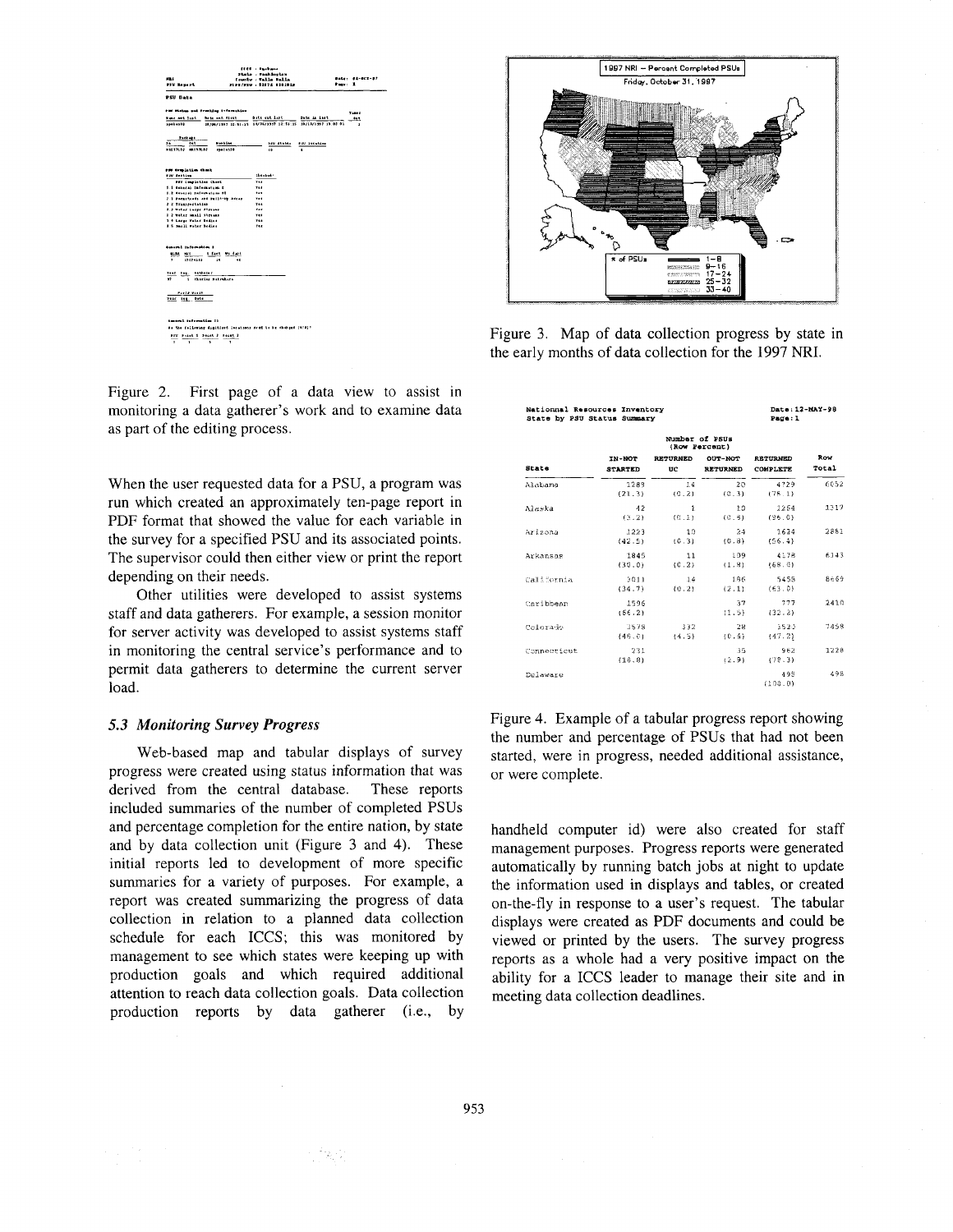Figure 2. First page of a data view to assist in monitoring a data gatherer's work and to examine data as part of the editing process.

When the user requested data for a PSU, a program was run which created an approximately ten-page report in PDF format that showed the value for each variable in the survey for a specified PSU and its associated points. The supervisor could then either view or print the report depending on their needs.

Other utilities were developed to assist systems staff and data gatherers. For example, a session monitor for server activity was developed to assist systems staff in monitoring the central service's performance and to permit data gatherers to determine the current server load.

### *5.3 Monitoring Survey Progress*

Web-based map and tabular displays of survey progress were created using status information that was derived from the central database. These reports included summaries of the number of completed PSUs and percentage completion for the entire nation, by state and by data collection unit (Figure 3 and 4). These initial reports led to development of more specific summaries for a variety of purposes. For example, a report was created summarizing the progress of data collection in relation to a planned data collection schedule for each ICCS; this was monitored by management to see which states were keeping up with production goals and which required additional attention to reach data collection goals. Data collection production reports by data gatherer (i.e., by handheld computer id) were also created for staff management purposes. Progress reports were generated automatically by running batch jobs at night to update the information used in displays and tables, or created on-the-fly in response to a user's request. The tabular displays were created as PDF documents and could be viewed or printed by the users. The survey progress reports as a whole had a very positive impact on the ability for a ICCS leader to manage their site and in meeting data collection deadlines.

Figure 3. Map of data collection progress by state in the early months of data collection for the 1997 NRI.

National Resources Inventory — Date: 12-MAY-98
State by PSU Status Summary — Page: 1

| | Number of PSUs (Row Percent) | | | | |
|---|---|---|---|---|---|
| State | IN-NOT STARTED | RETURNED UC | OUT-NOT RETURNED | RETURNED COMPLETE | Row Total |
| Alabama | 1289 (21.3) | 14 (0.2) | 20 (0.3) | 4729 (78.1) | 6052 |
| Alaska | 42 (3.2) | 1 (0.1) | 10 (0.8) | 1264 (96.0) | 1317 |
| Arizona | 1223 (42.5) | 10 (0.3) | 24 (0.8) | 1624 (56.4) | 2881 |
| Arkansas | 1845 (30.0) | 11 (0.2) | 109 (1.8) | 4178 (68.0) | 6143 |
| California | 3011 (34.7) | 14 (0.2) | 186 (2.1) | 5458 (63.0) | 8669 |
| Caribbean | 1596 (66.2) | | 37 (1.5) | 777 (32.2) | 2410 |
| Colorado | 3478 (46.6) | 332 (4.5) | 28 (0.4) | 3520 (47.2) | 7458 |
| Connecticut | 231 (18.8) | | 35 (2.9) | 962 (78.3) | 1228 |
| Delaware | | | | 498 (100.0) | 498 |

Figure 4. Example of a tabular progress report showing the number and percentage of PSUs that had not been started, were in progress, needed additional assistance, or were complete.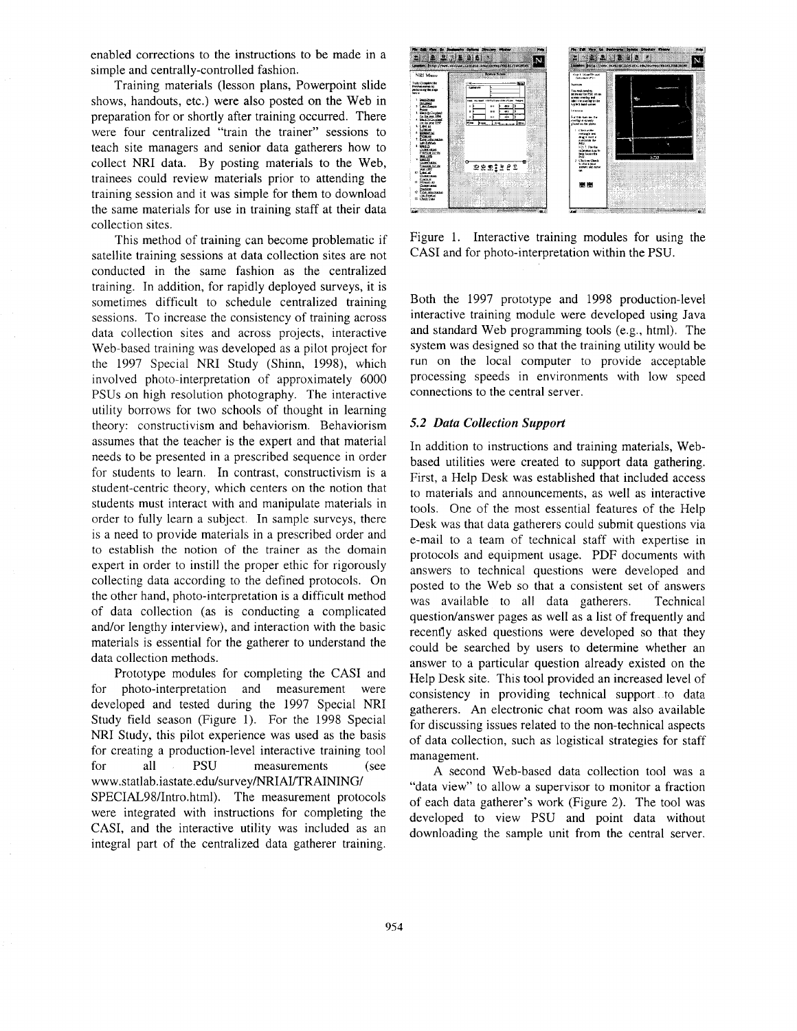enabled corrections to the instructions to be made in a simple and centrally-controlled fashion.

Training materials (lesson plans, Powerpoint slide shows, handouts, etc.) were also posted on the Web in preparation for or shortly after training occurred. There were four centralized "train the trainer" sessions to teach site managers and senior data gatherers how to collect NRI data. By posting materials to the Web, trainees could review materials prior to attending the training session and it was simple for them to download the same materials for use in training staff at their data collection sites.

This method of training can become problematic if satellite training sessions at data collection sites are not conducted in the same fashion as the centralized training. In addition, for rapidly deployed surveys, it is sometimes difficult to schedule centralized training sessions. To increase the consistency of training across data collection sites and across projects, interactive Web-based training was developed as a pilot project for the 1997 Special NRI Study (Shinn, 1998), which involved photo-interpretation of approximately 6000 PSUs on high resolution photography. The interactive utility borrows for two schools of thought in learning theory: constructivism and behaviorism. Behaviorism assumes that the teacher is the expert and that material needs to be presented in a prescribed sequence in order for students to learn. In contrast, constructivism is a student-centric theory, which centers on the notion that students must interact with and manipulate materials in order to fully learn a subject. In sample surveys, there is a need to provide materials in a prescribed order and to establish the notion of the trainer as the domain expert in order to instill the proper ethic for rigorously collecting data according to the defined protocols. On the other hand, photo-interpretation is a difficult method of data collection (as is conducting a complicated and/or lengthy interview), and interaction with the basic materials is essential for the gatherer to understand the data collection methods.

Prototype modules for completing the CASI and for photo-interpretation and measurement were developed and tested during the 1997 Special NRI Study field season (Figure 1). For the 1998 Special NRI Study, this pilot experience was used as the basis for creating a production-level interactive training tool for all PSU measurements (see www.statlab.iastate.edu/survey/NRIAI/TRAINING/SPECIAL98/Intro.html). The measurement protocols were integrated with instructions for completing the CASI, and the interactive utility was included as an integral part of the centralized data gatherer training.

Figure 1. Interactive training modules for using the CASI and for photo-interpretation within the PSU.

Both the 1997 prototype and 1998 production-level interactive training module were developed using Java and standard Web programming tools (e.g., html). The system was designed so that the training utility would be run on the local computer to provide acceptable processing speeds in environments with low speed connections to the central server.

### *5.2 Data Collection Support*

In addition to instructions and training materials, Web-based utilities were created to support data gathering. First, a Help Desk was established that included access to materials and announcements, as well as interactive tools. One of the most essential features of the Help Desk was that data gatherers could submit questions via e-mail to a team of technical staff with expertise in protocols and equipment usage. PDF documents with answers to technical questions were developed and posted to the Web so that a consistent set of answers was available to all data gatherers. Technical question/answer pages as well as a list of frequently and recently asked questions were developed so that they could be searched by users to determine whether an answer to a particular question already existed on the Help Desk site. This tool provided an increased level of consistency in providing technical support to data gatherers. An electronic chat room was also available for discussing issues related to the non-technical aspects of data collection, such as logistical strategies for staff management.

A second Web-based data collection tool was a "data view" to allow a supervisor to monitor a fraction of each data gatherer's work (Figure 2). The tool was developed to view PSU and point data without downloading the sample unit from the central server.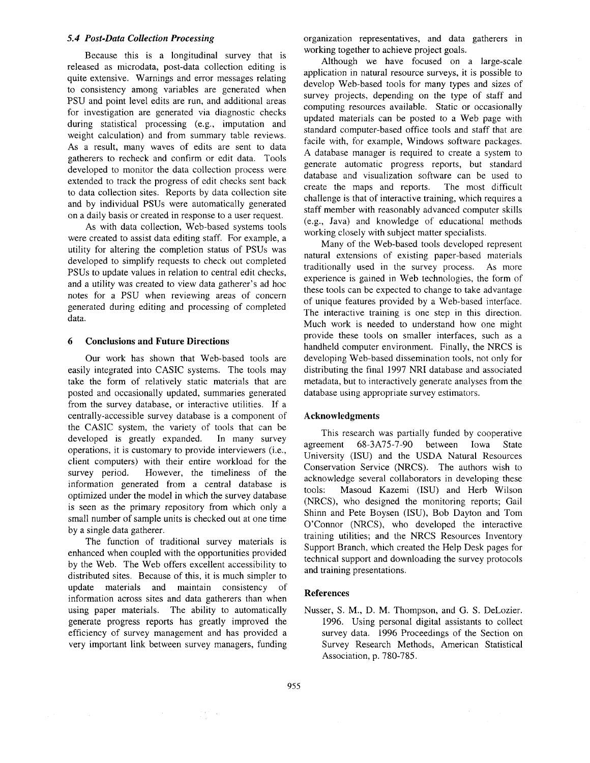### *5.4 Post-Data Collection Processing*

Because this is a longitudinal survey that is released as microdata, post-data collection editing is quite extensive. Warnings and error messages relating to consistency among variables are generated when PSU and point level edits are run, and additional areas for investigation are generated via diagnostic checks during statistical processing (e.g., imputation and weight calculation) and from summary table reviews. As a result, many waves of edits are sent to data gatherers to recheck and confirm or edit data. Tools developed to monitor the data collection process were extended to track the progress of edit checks sent back to data collection sites. Reports by data collection site and by individual PSUs were automatically generated on a daily basis or created in response to a user request.

As with data collection, Web-based systems tools were created to assist data editing staff. For example, a utility for altering the completion status of PSUs was developed to simplify requests to check out completed PSUs to update values in relation to central edit checks, and a utility was created to view data gatherer's ad hoc notes for a PSU when reviewing areas of concern generated during editing and processing of completed data.

## 6 Conclusions and Future Directions

Our work has shown that Web-based tools are easily integrated into CASIC systems. The tools may take the form of relatively static materials that are posted and occasionally updated, summaries generated from the survey database, or interactive utilities. If a centrally-accessible survey database is a component of the CASIC system, the variety of tools that can be developed is greatly expanded. In many survey operations, it is customary to provide interviewers (i.e., client computers) with their entire workload for the survey period. However, the timeliness of the information generated from a central database is optimized under the model in which the survey database is seen as the primary repository from which only a small number of sample units is checked out at one time by a single data gatherer.

The function of traditional survey materials is enhanced when coupled with the opportunities provided by the Web. The Web offers excellent accessibility to distributed sites. Because of this, it is much simpler to update materials and maintain consistency of information across sites and data gatherers than when using paper materials. The ability to automatically generate progress reports has greatly improved the efficiency of survey management and has provided a very important link between survey managers, funding organization representatives, and data gatherers in working together to achieve project goals.

Although we have focused on a large-scale application in natural resource surveys, it is possible to develop Web-based tools for many types and sizes of survey projects, depending on the type of staff and computing resources available. Static or occasionally updated materials can be posted to a Web page with standard computer-based office tools and staff that are facile with, for example, Windows software packages. A database manager is required to create a system to generate automatic progress reports, but standard database and visualization software can be used to create the maps and reports. The most difficult challenge is that of interactive training, which requires a staff member with reasonably advanced computer skills (e.g., Java) and knowledge of educational methods working closely with subject matter specialists.

Many of the Web-based tools developed represent natural extensions of existing paper-based materials traditionally used in the survey process. As more experience is gained in Web technologies, the form of these tools can be expected to change to take advantage of unique features provided by a Web-based interface. The interactive training is one step in this direction. Much work is needed to understand how one might provide these tools on smaller interfaces, such as a handheld computer environment. Finally, the NRCS is developing Web-based dissemination tools, not only for distributing the final 1997 NRI database and associated metadata, but to interactively generate analyses from the database using appropriate survey estimators.

## Acknowledgments

This research was partially funded by cooperative agreement 68-3A75-7-90 between Iowa State University (ISU) and the USDA Natural Resources Conservation Service (NRCS). The authors wish to acknowledge several collaborators in developing these tools: Masoud Kazemi (ISU) and Herb Wilson (NRCS), who designed the monitoring reports; Gail Shinn and Pete Boysen (ISU), Bob Dayton and Tom O'Connor (NRCS), who developed the interactive training utilities; and the NRCS Resources Inventory Support Branch, which created the Help Desk pages for technical support and downloading the survey protocols and training presentations.

## References

Nusser, S. M., D. M. Thompson, and G. S. DeLozier. 1996. Using personal digital assistants to collect survey data. 1996 Proceedings of the Section on Survey Research Methods, American Statistical Association, p. 780-785.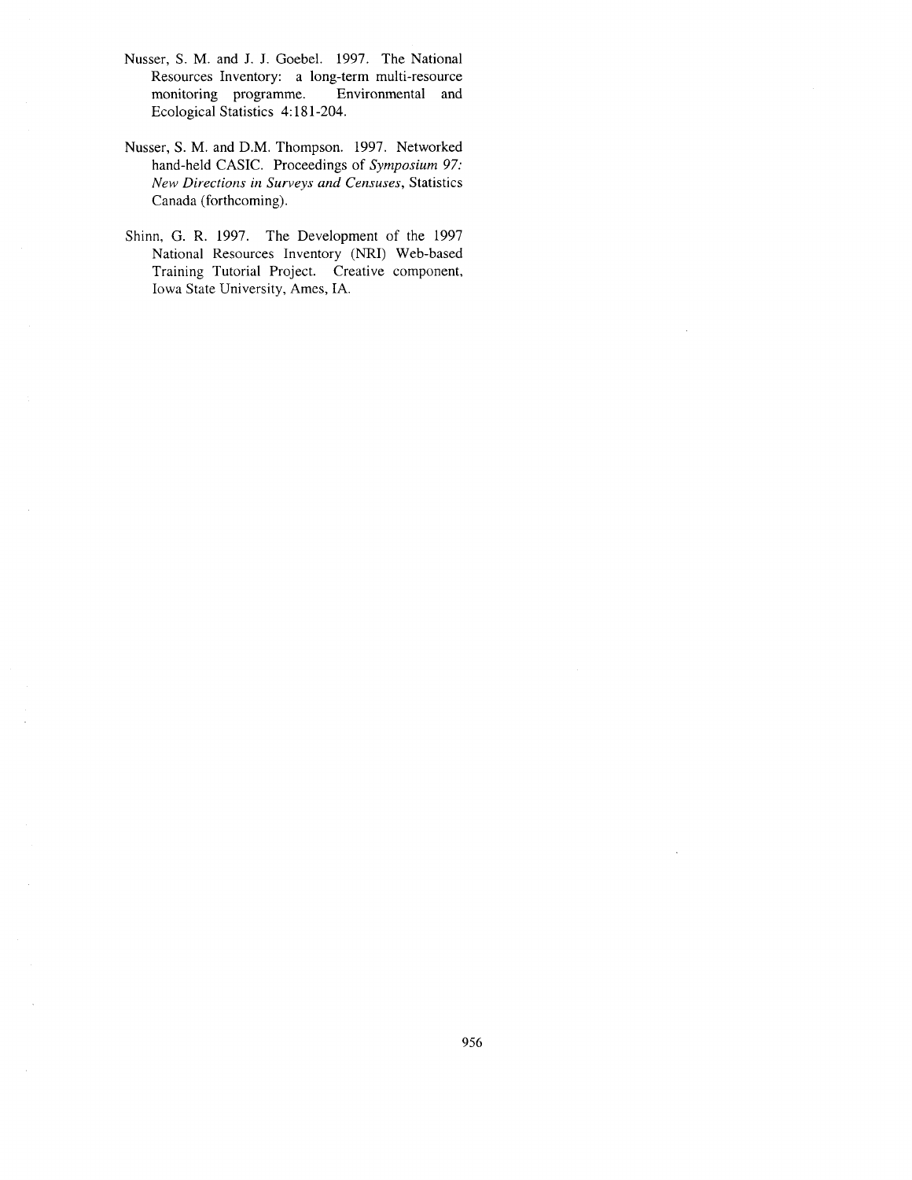Nusser, S. M. and J. J. Goebel. 1997. The National Resources Inventory: a long-term multi-resource monitoring programme. Environmental and Ecological Statistics 4:181-204.

Nusser, S. M. and D.M. Thompson. 1997. Networked hand-held CASIC. Proceedings of *Symposium 97: New Directions in Surveys and Censuses*, Statistics Canada (forthcoming).

Shinn, G. R. 1997. The Development of the 1997 National Resources Inventory (NRI) Web-based Training Tutorial Project. Creative component, Iowa State University, Ames, IA.